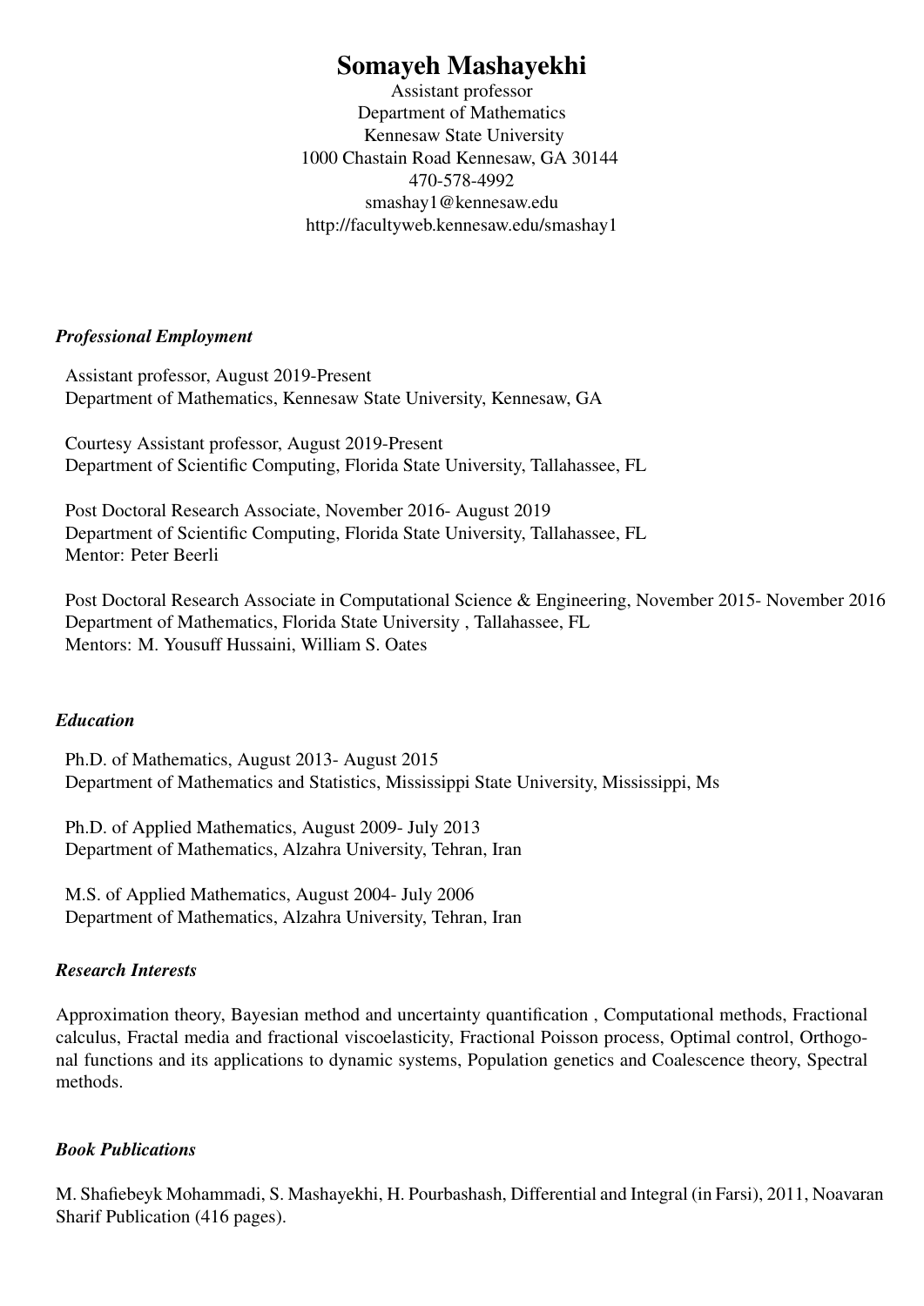# Somayeh Mashayekhi

Assistant professor
Department of Mathematics
Kennesaw State University
1000 Chastain Road Kennesaw, GA 30144
470-578-4992
smashay1@kennesaw.edu
http://facultyweb.kennesaw.edu/smashay1

### *Professional Employment*

Assistant professor, August 2019-Present
Department of Mathematics, Kennesaw State University, Kennesaw, GA

Courtesy Assistant professor, August 2019-Present
Department of Scientific Computing, Florida State University, Tallahassee, FL

Post Doctoral Research Associate, November 2016- August 2019
Department of Scientific Computing, Florida State University, Tallahassee, FL
Mentor: Peter Beerli

Post Doctoral Research Associate in Computational Science & Engineering, November 2015- November 2016
Department of Mathematics, Florida State University , Tallahassee, FL
Mentors: M. Yousuff Hussaini, William S. Oates

### *Education*

Ph.D. of Mathematics, August 2013- August 2015
Department of Mathematics and Statistics, Mississippi State University, Mississippi, Ms

Ph.D. of Applied Mathematics, August 2009- July 2013
Department of Mathematics, Alzahra University, Tehran, Iran

M.S. of Applied Mathematics, August 2004- July 2006
Department of Mathematics, Alzahra University, Tehran, Iran

### *Research Interests*

Approximation theory, Bayesian method and uncertainty quantification , Computational methods, Fractional calculus, Fractal media and fractional viscoelasticity, Fractional Poisson process, Optimal control, Orthogonal functions and its applications to dynamic systems, Population genetics and Coalescence theory, Spectral methods.

### *Book Publications*

M. Shafiebeyk Mohammadi, S. Mashayekhi, H. Pourbashash, Differential and Integral (in Farsi), 2011, Noavaran Sharif Publication (416 pages).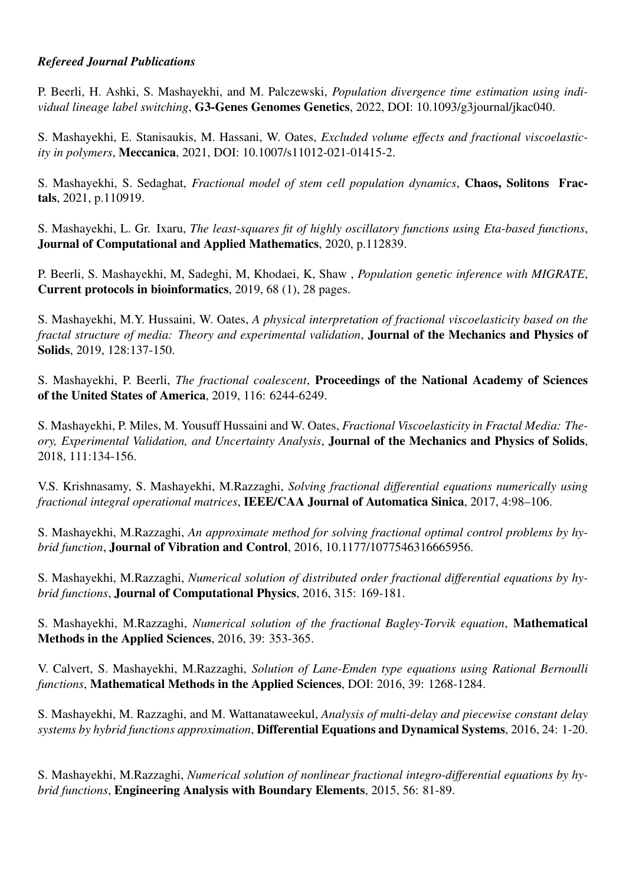***Refereed Journal Publications***

P. Beerli, H. Ashki, S. Mashayekhi, and M. Palczewski, *Population divergence time estimation using individual lineage label switching*, **G3-Genes Genomes Genetics**, 2022, DOI: 10.1093/g3journal/jkac040.

S. Mashayekhi, E. Stanisaukis, M. Hassani, W. Oates, *Excluded volume effects and fractional viscoelasticity in polymers*, **Meccanica**, 2021, DOI: 10.1007/s11012-021-01415-2.

S. Mashayekhi, S. Sedaghat, *Fractional model of stem cell population dynamics*, **Chaos, Solitons Fractals**, 2021, p.110919.

S. Mashayekhi, L. Gr. Ixaru, *The least-squares fit of highly oscillatory functions using Eta-based functions*, **Journal of Computational and Applied Mathematics**, 2020, p.112839.

P. Beerli, S. Mashayekhi, M, Sadeghi, M, Khodaei, K, Shaw , *Population genetic inference with MIGRATE*, **Current protocols in bioinformatics**, 2019, 68 (1), 28 pages.

S. Mashayekhi, M.Y. Hussaini, W. Oates, *A physical interpretation of fractional viscoelasticity based on the fractal structure of media: Theory and experimental validation*, **Journal of the Mechanics and Physics of Solids**, 2019, 128:137-150.

S. Mashayekhi, P. Beerli, *The fractional coalescent*, **Proceedings of the National Academy of Sciences of the United States of America**, 2019, 116: 6244-6249.

S. Mashayekhi, P. Miles, M. Yousuff Hussaini and W. Oates, *Fractional Viscoelasticity in Fractal Media: Theory, Experimental Validation, and Uncertainty Analysis*, **Journal of the Mechanics and Physics of Solids**, 2018, 111:134-156.

V.S. Krishnasamy, S. Mashayekhi, M.Razzaghi, *Solving fractional differential equations numerically using fractional integral operational matrices*, **IEEE/CAA Journal of Automatica Sinica**, 2017, 4:98–106.

S. Mashayekhi, M.Razzaghi, *An approximate method for solving fractional optimal control problems by hybrid function*, **Journal of Vibration and Control**, 2016, 10.1177/1077546316665956.

S. Mashayekhi, M.Razzaghi, *Numerical solution of distributed order fractional differential equations by hybrid functions*, **Journal of Computational Physics**, 2016, 315: 169-181.

S. Mashayekhi, M.Razzaghi, *Numerical solution of the fractional Bagley-Torvik equation*, **Mathematical Methods in the Applied Sciences**, 2016, 39: 353-365.

V. Calvert, S. Mashayekhi, M.Razzaghi, *Solution of Lane-Emden type equations using Rational Bernoulli functions*, **Mathematical Methods in the Applied Sciences**, DOI: 2016, 39: 1268-1284.

S. Mashayekhi, M. Razzaghi, and M. Wattanataweekul, *Analysis of multi-delay and piecewise constant delay systems by hybrid functions approximation*, **Differential Equations and Dynamical Systems**, 2016, 24: 1-20.

S. Mashayekhi, M.Razzaghi, *Numerical solution of nonlinear fractional integro-differential equations by hybrid functions*, **Engineering Analysis with Boundary Elements**, 2015, 56: 81-89.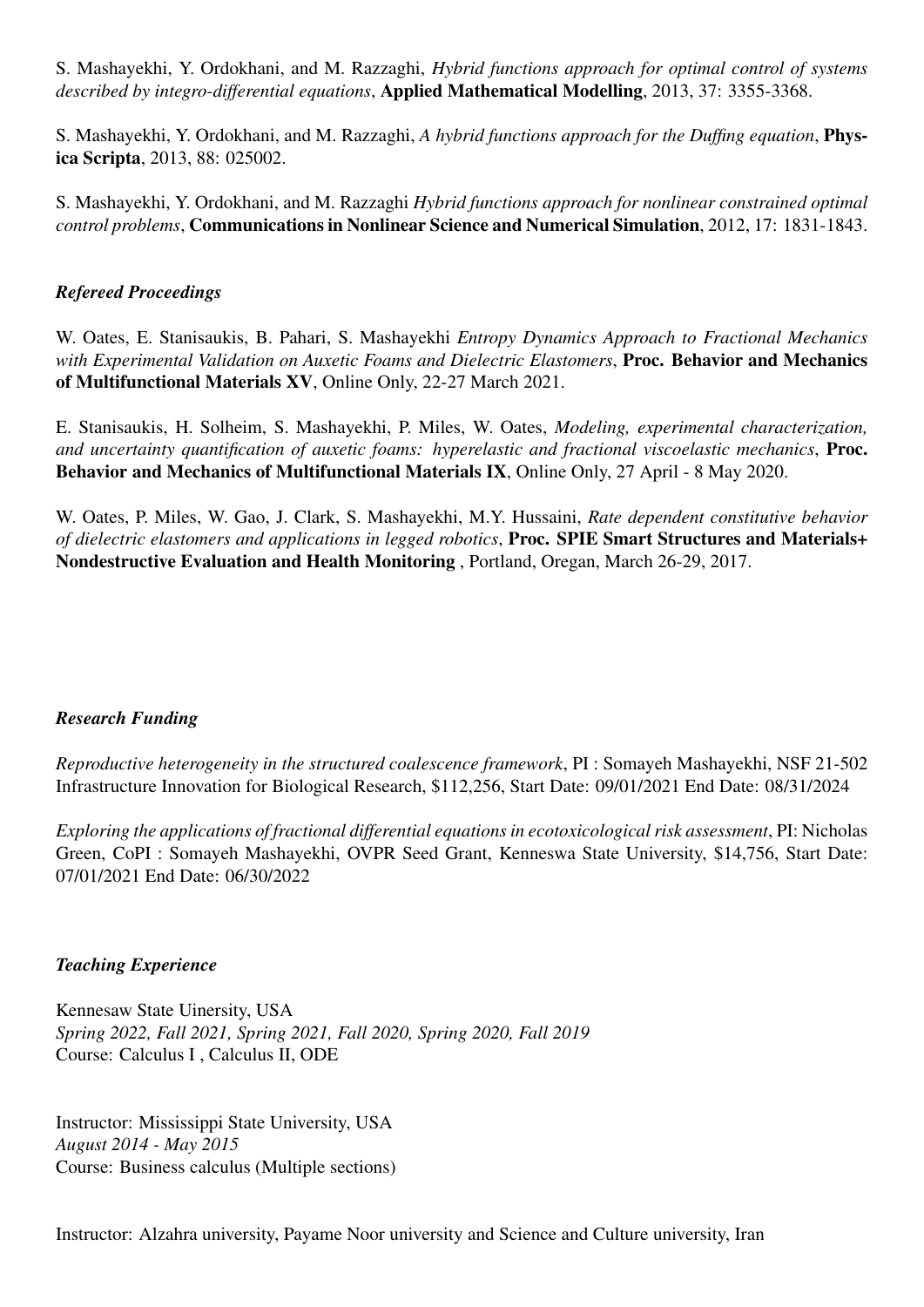S. Mashayekhi, Y. Ordokhani, and M. Razzaghi, *Hybrid functions approach for optimal control of systems described by integro-differential equations*, **Applied Mathematical Modelling**, 2013, 37: 3355-3368.

S. Mashayekhi, Y. Ordokhani, and M. Razzaghi, *A hybrid functions approach for the Duffing equation*, **Physica Scripta**, 2013, 88: 025002.

S. Mashayekhi, Y. Ordokhani, and M. Razzaghi *Hybrid functions approach for nonlinear constrained optimal control problems*, **Communications in Nonlinear Science and Numerical Simulation**, 2012, 17: 1831-1843.

### *Refereed Proceedings*

W. Oates, E. Stanisaukis, B. Pahari, S. Mashayekhi *Entropy Dynamics Approach to Fractional Mechanics with Experimental Validation on Auxetic Foams and Dielectric Elastomers*, **Proc. Behavior and Mechanics of Multifunctional Materials XV**, Online Only, 22-27 March 2021.

E. Stanisaukis, H. Solheim, S. Mashayekhi, P. Miles, W. Oates, *Modeling, experimental characterization, and uncertainty quantification of auxetic foams: hyperelastic and fractional viscoelastic mechanics*, **Proc. Behavior and Mechanics of Multifunctional Materials IX**, Online Only, 27 April - 8 May 2020.

W. Oates, P. Miles, W. Gao, J. Clark, S. Mashayekhi, M.Y. Hussaini, *Rate dependent constitutive behavior of dielectric elastomers and applications in legged robotics*, **Proc. SPIE Smart Structures and Materials+ Nondestructive Evaluation and Health Monitoring** , Portland, Oregan, March 26-29, 2017.

### *Research Funding*

*Reproductive heterogeneity in the structured coalescence framework*, PI : Somayeh Mashayekhi, NSF 21-502 Infrastructure Innovation for Biological Research, $112,256, Start Date: 09/01/2021 End Date: 08/31/2024

*Exploring the applications of fractional differential equations in ecotoxicological risk assessment*, PI: Nicholas Green, CoPI : Somayeh Mashayekhi, OVPR Seed Grant, Kenneswa State University, $14,756, Start Date: 07/01/2021 End Date: 06/30/2022

### *Teaching Experience*

Kennesaw State Uinersity, USA
*Spring 2022, Fall 2021, Spring 2021, Fall 2020, Spring 2020, Fall 2019*
Course: Calculus I , Calculus II, ODE

Instructor: Mississippi State University, USA
*August 2014 - May 2015*
Course: Business calculus (Multiple sections)

Instructor: Alzahra university, Payame Noor university and Science and Culture university, Iran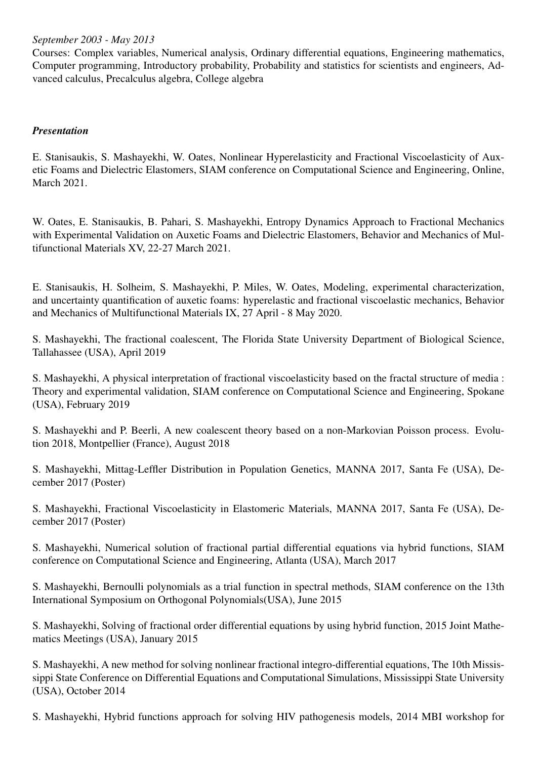*September 2003 - May 2013*
Courses: Complex variables, Numerical analysis, Ordinary differential equations, Engineering mathematics, Computer programming, Introductory probability, Probability and statistics for scientists and engineers, Advanced calculus, Precalculus algebra, College algebra

***Presentation***

E. Stanisaukis, S. Mashayekhi, W. Oates, Nonlinear Hyperelasticity and Fractional Viscoelasticity of Auxetic Foams and Dielectric Elastomers, SIAM conference on Computational Science and Engineering, Online, March 2021.

W. Oates, E. Stanisaukis, B. Pahari, S. Mashayekhi, Entropy Dynamics Approach to Fractional Mechanics with Experimental Validation on Auxetic Foams and Dielectric Elastomers, Behavior and Mechanics of Multifunctional Materials XV, 22-27 March 2021.

E. Stanisaukis, H. Solheim, S. Mashayekhi, P. Miles, W. Oates, Modeling, experimental characterization, and uncertainty quantification of auxetic foams: hyperelastic and fractional viscoelastic mechanics, Behavior and Mechanics of Multifunctional Materials IX, 27 April - 8 May 2020.

S. Mashayekhi, The fractional coalescent, The Florida State University Department of Biological Science, Tallahassee (USA), April 2019

S. Mashayekhi, A physical interpretation of fractional viscoelasticity based on the fractal structure of media : Theory and experimental validation, SIAM conference on Computational Science and Engineering, Spokane (USA), February 2019

S. Mashayekhi and P. Beerli, A new coalescent theory based on a non-Markovian Poisson process. Evolution 2018, Montpellier (France), August 2018

S. Mashayekhi, Mittag-Leffler Distribution in Population Genetics, MANNA 2017, Santa Fe (USA), December 2017 (Poster)

S. Mashayekhi, Fractional Viscoelasticity in Elastomeric Materials, MANNA 2017, Santa Fe (USA), December 2017 (Poster)

S. Mashayekhi, Numerical solution of fractional partial differential equations via hybrid functions, SIAM conference on Computational Science and Engineering, Atlanta (USA), March 2017

S. Mashayekhi, Bernoulli polynomials as a trial function in spectral methods, SIAM conference on the 13th International Symposium on Orthogonal Polynomials(USA), June 2015

S. Mashayekhi, Solving of fractional order differential equations by using hybrid function, 2015 Joint Mathematics Meetings (USA), January 2015

S. Mashayekhi, A new method for solving nonlinear fractional integro-differential equations, The 10th Mississippi State Conference on Differential Equations and Computational Simulations, Mississippi State University (USA), October 2014

S. Mashayekhi, Hybrid functions approach for solving HIV pathogenesis models, 2014 MBI workshop for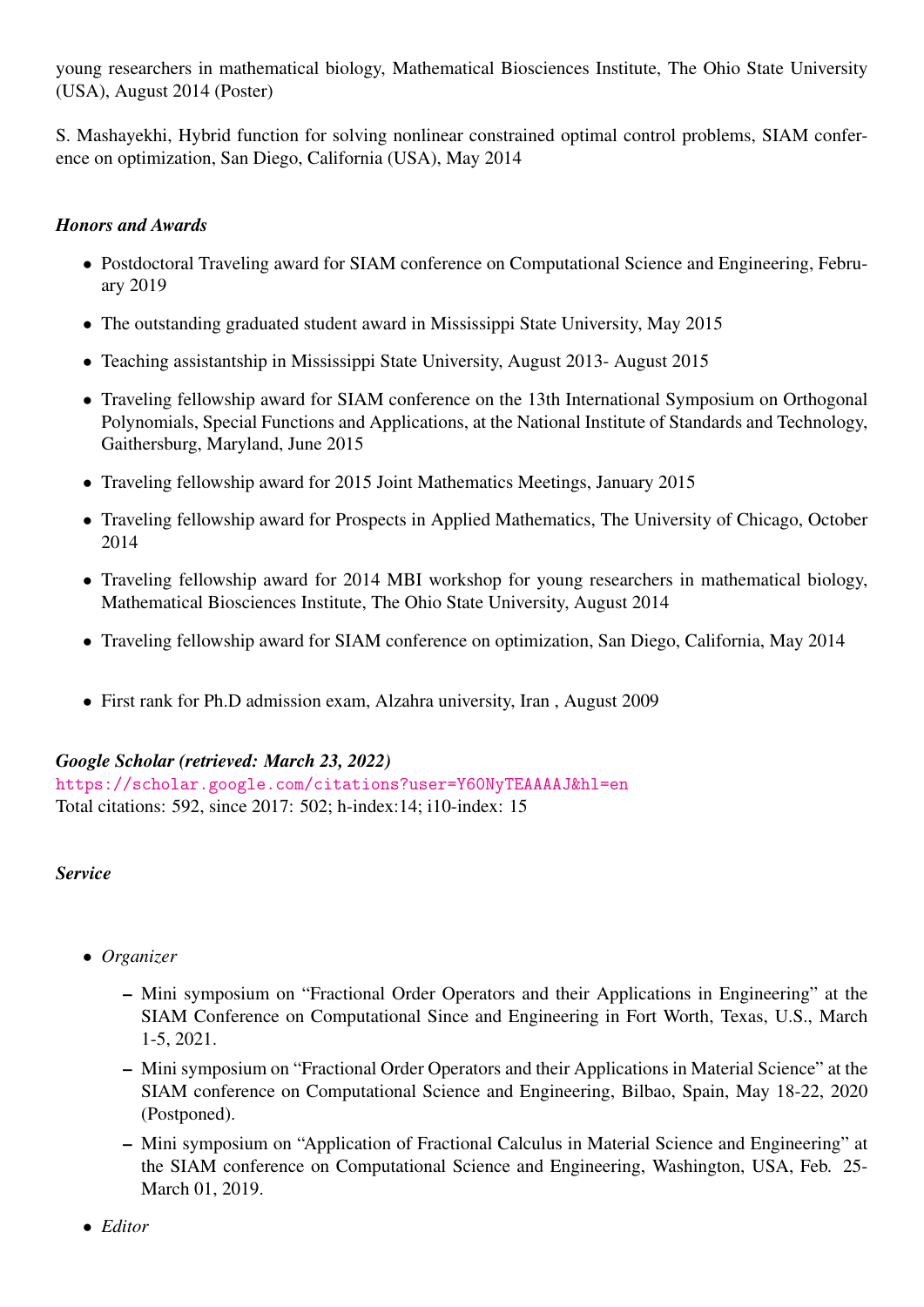young researchers in mathematical biology, Mathematical Biosciences Institute, The Ohio State University (USA), August 2014 (Poster)

S. Mashayekhi, Hybrid function for solving nonlinear constrained optimal control problems, SIAM conference on optimization, San Diego, California (USA), May 2014

### *Honors and Awards*

- Postdoctoral Traveling award for SIAM conference on Computational Science and Engineering, February 2019
- The outstanding graduated student award in Mississippi State University, May 2015
- Teaching assistantship in Mississippi State University, August 2013- August 2015
- Traveling fellowship award for SIAM conference on the 13th International Symposium on Orthogonal Polynomials, Special Functions and Applications, at the National Institute of Standards and Technology, Gaithersburg, Maryland, June 2015
- Traveling fellowship award for 2015 Joint Mathematics Meetings, January 2015
- Traveling fellowship award for Prospects in Applied Mathematics, The University of Chicago, October 2014
- Traveling fellowship award for 2014 MBI workshop for young researchers in mathematical biology, Mathematical Biosciences Institute, The Ohio State University, August 2014
- Traveling fellowship award for SIAM conference on optimization, San Diego, California, May 2014
- First rank for Ph.D admission exam, Alzahra university, Iran , August 2009

### *Google Scholar (retrieved: March 23, 2022)*

https://scholar.google.com/citations?user=Y6ONyTEAAAAJ&hl=en
Total citations: 592, since 2017: 502; h-index:14; i10-index: 15

### *Service*

- *Organizer*
  - Mini symposium on "Fractional Order Operators and their Applications in Engineering" at the SIAM Conference on Computational Since and Engineering in Fort Worth, Texas, U.S., March 1-5, 2021.
  - Mini symposium on "Fractional Order Operators and their Applications in Material Science" at the SIAM conference on Computational Science and Engineering, Bilbao, Spain, May 18-22, 2020 (Postponed).
  - Mini symposium on "Application of Fractional Calculus in Material Science and Engineering" at the SIAM conference on Computational Science and Engineering, Washington, USA, Feb. 25-March 01, 2019.
- *Editor*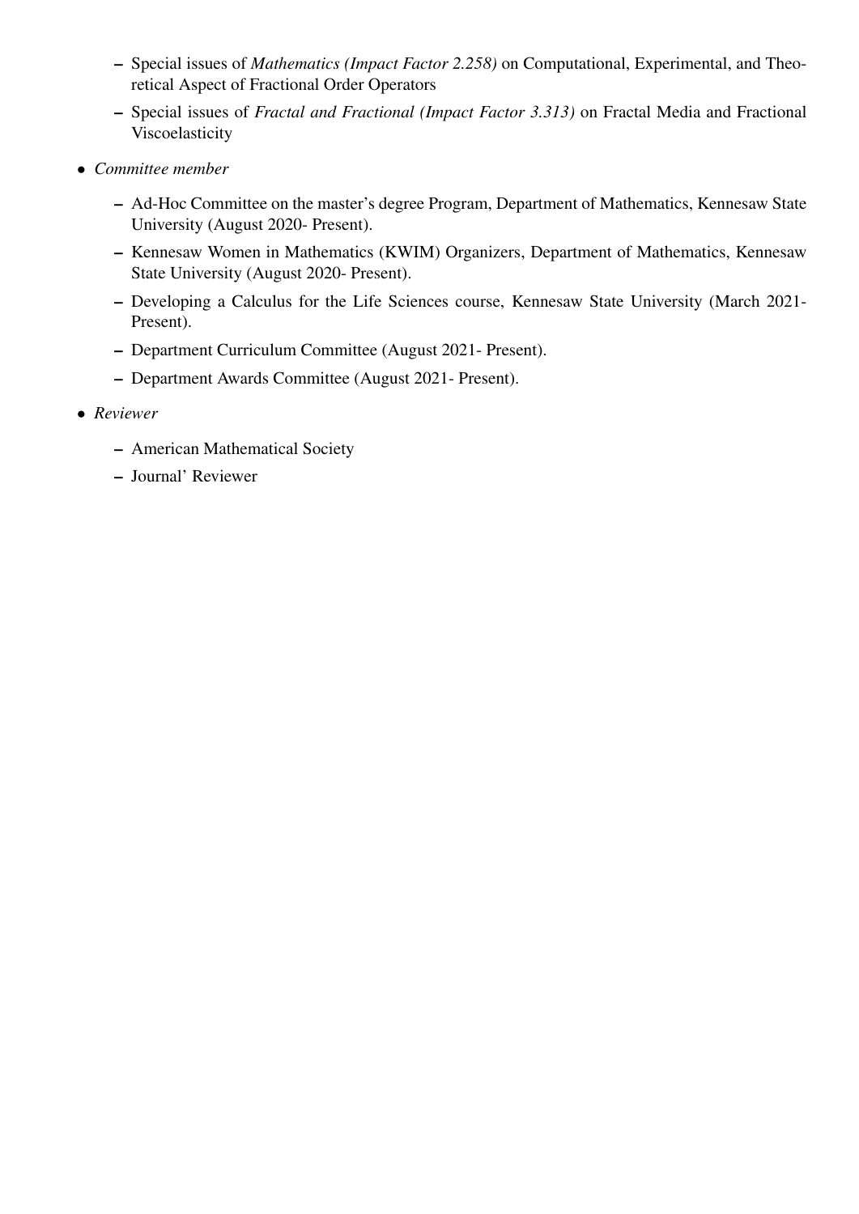- Special issues of *Mathematics (Impact Factor 2.258)* on Computational, Experimental, and Theoretical Aspect of Fractional Order Operators
  - Special issues of *Fractal and Fractional (Impact Factor 3.313)* on Fractal Media and Fractional Viscoelasticity

- *Committee member*
  - Ad-Hoc Committee on the master's degree Program, Department of Mathematics, Kennesaw State University (August 2020- Present).
  - Kennesaw Women in Mathematics (KWIM) Organizers, Department of Mathematics, Kennesaw State University (August 2020- Present).
  - Developing a Calculus for the Life Sciences course, Kennesaw State University (March 2021- Present).
  - Department Curriculum Committee (August 2021- Present).
  - Department Awards Committee (August 2021- Present).

- *Reviewer*
  - American Mathematical Society
  - Journal' Reviewer